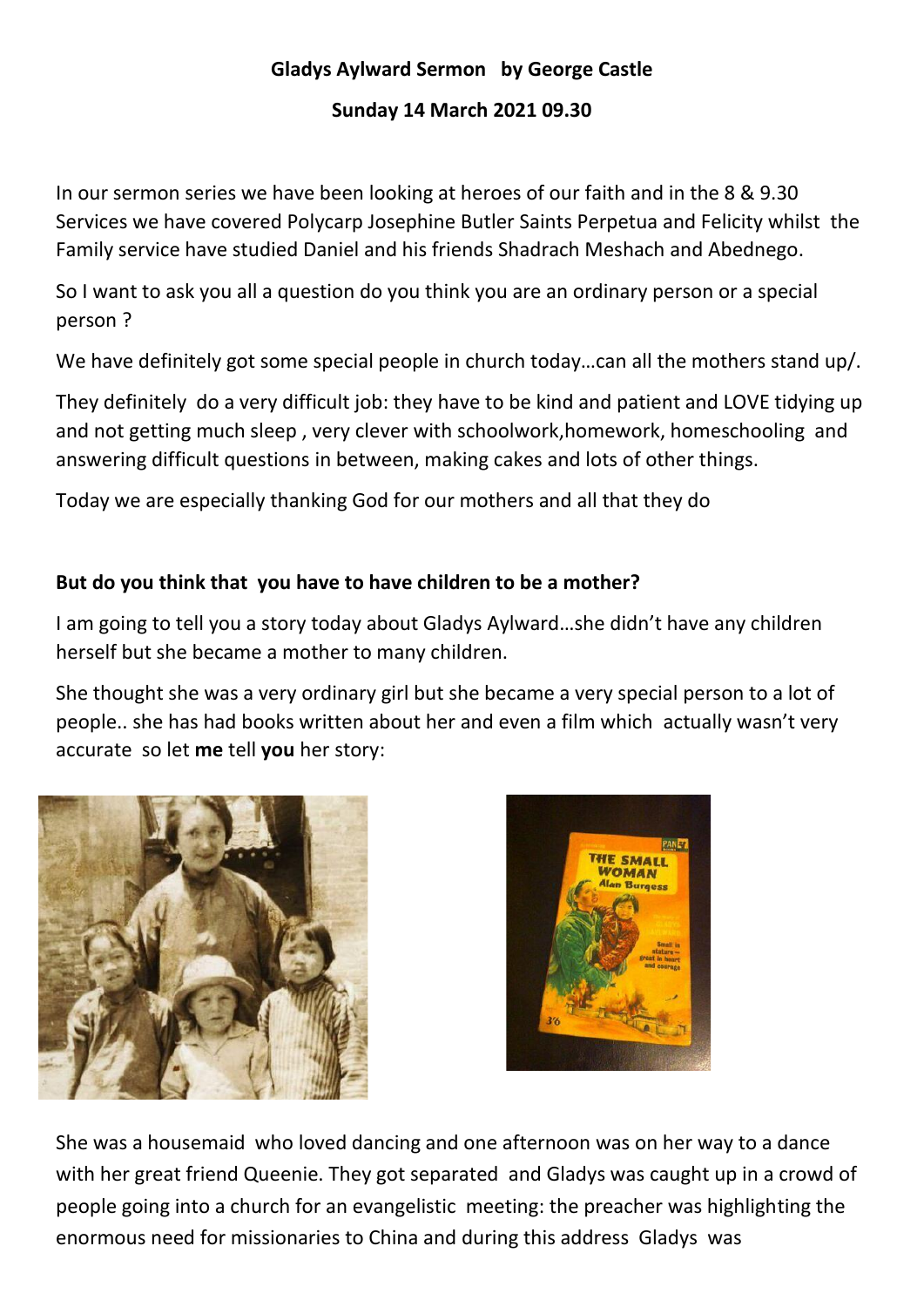**Gladys Aylward Sermon by George Castle**

**Sunday 14 March 2021 09.30**

In our sermon series we have been looking at heroes of our faith and in the 8 & 9.30 Services we have covered Polycarp Josephine Butler Saints Perpetua and Felicity whilst the Family service have studied Daniel and his friends Shadrach Meshach and Abednego.

So I want to ask you all a question do you think you are an ordinary person or a special person ?

We have definitely got some special people in church today…can all the mothers stand up/.

They definitely do a very difficult job: they have to be kind and patient and LOVE tidying up and not getting much sleep , very clever with schoolwork,homework, homeschooling and answering difficult questions in between, making cakes and lots of other things.

Today we are especially thanking God for our mothers and all that they do

**But do you think that you have to have children to be a mother?**

I am going to tell you a story today about Gladys Aylward…she didn't have any children herself but she became a mother to many children.

She thought she was a very ordinary girl but she became a very special person to a lot of people.. she has had books written about her and even a film which actually wasn't very accurate so let **me** tell **you** her story:

She was a housemaid who loved dancing and one afternoon was on her way to a dance with her great friend Queenie. They got separated and Gladys was caught up in a crowd of people going into a church for an evangelistic meeting: the preacher was highlighting the enormous need for missionaries to China and during this address Gladys was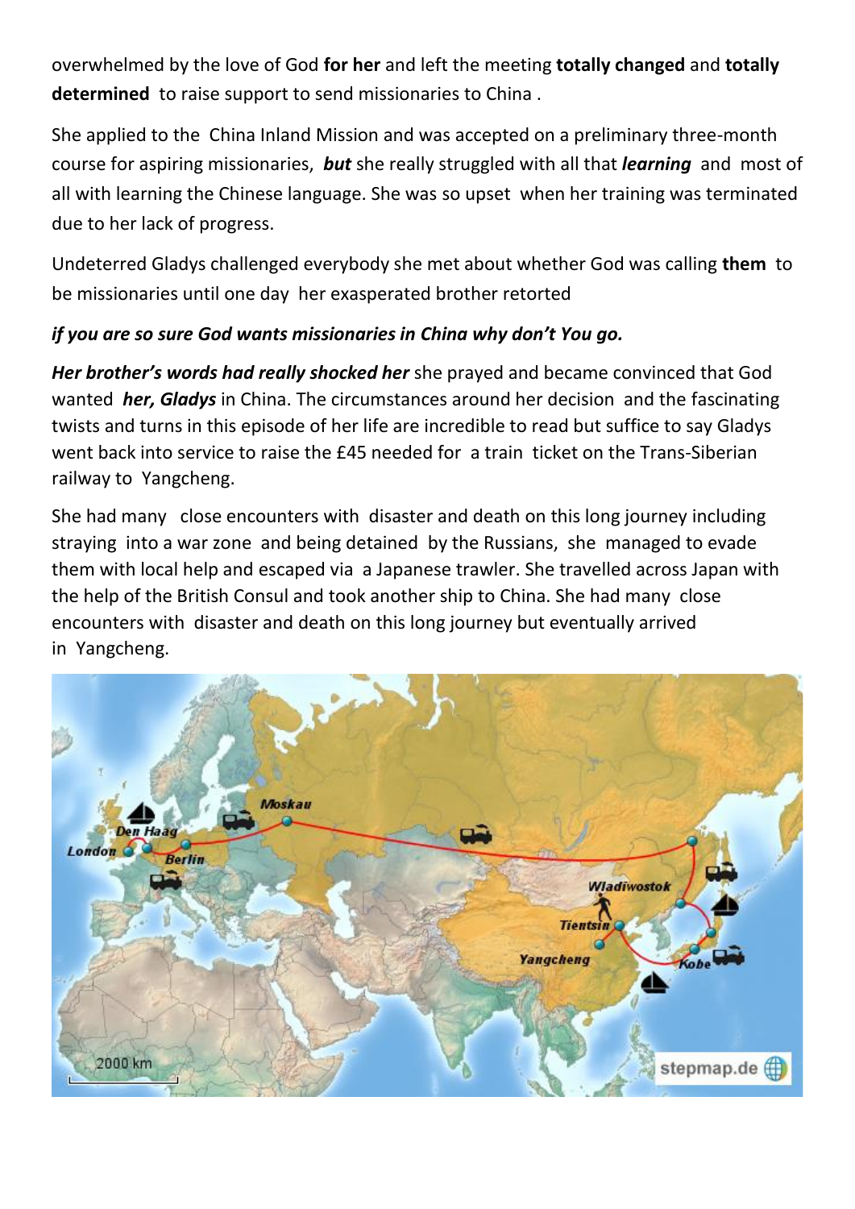overwhelmed by the love of God **for her** and left the meeting **totally changed** and **totally determined** to raise support to send missionaries to China .

She applied to the China Inland Mission and was accepted on a preliminary three-month course for aspiring missionaries, ***but*** she really struggled with all that ***learning*** and most of all with learning the Chinese language. She was so upset when her training was terminated due to her lack of progress.

Undeterred Gladys challenged everybody she met about whether God was calling **them** to be missionaries until one day her exasperated brother retorted

***if you are so sure God wants missionaries in China why don't You go.***

***Her brother's words had really shocked her*** she prayed and became convinced that God wanted ***her, Gladys*** in China. The circumstances around her decision and the fascinating twists and turns in this episode of her life are incredible to read but suffice to say Gladys went back into service to raise the £45 needed for a train ticket on the Trans-Siberian railway to Yangcheng.

She had many close encounters with disaster and death on this long journey including straying into a war zone and being detained by the Russians, she managed to evade them with local help and escaped via a Japanese trawler. She travelled across Japan with the help of the British Consul and took another ship to China. She had many close encounters with disaster and death on this long journey but eventually arrived in Yangcheng.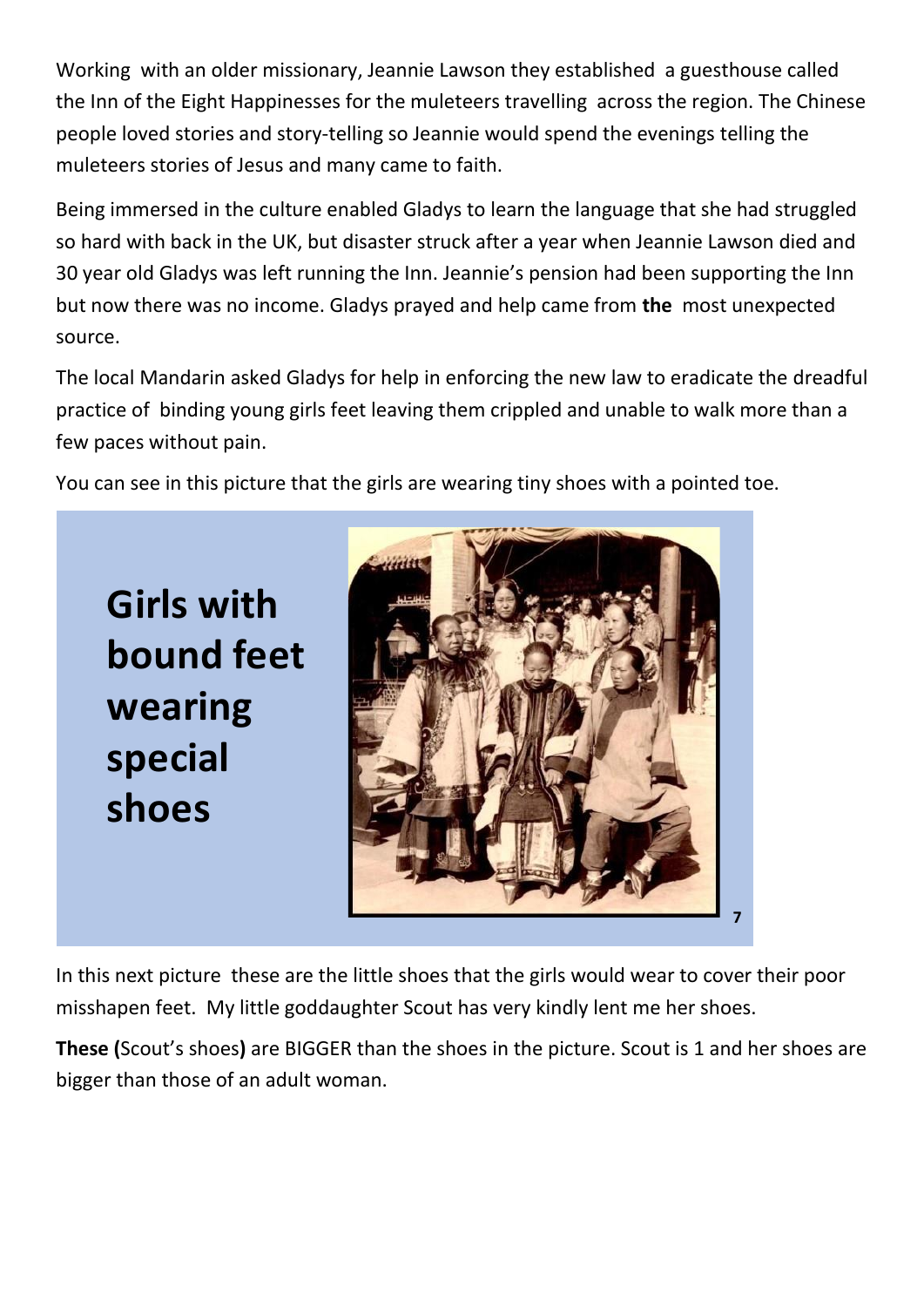Working with an older missionary, Jeannie Lawson they established a guesthouse called the Inn of the Eight Happinesses for the muleteers travelling across the region. The Chinese people loved stories and story-telling so Jeannie would spend the evenings telling the muleteers stories of Jesus and many came to faith.

Being immersed in the culture enabled Gladys to learn the language that she had struggled so hard with back in the UK, but disaster struck after a year when Jeannie Lawson died and 30 year old Gladys was left running the Inn. Jeannie's pension had been supporting the Inn but now there was no income. Gladys prayed and help came from **the** most unexpected source.

The local Mandarin asked Gladys for help in enforcing the new law to eradicate the dreadful practice of binding young girls feet leaving them crippled and unable to walk more than a few paces without pain.

You can see in this picture that the girls are wearing tiny shoes with a pointed toe.

**Girls with bound feet wearing special shoes**

7

In this next picture these are the little shoes that the girls would wear to cover their poor misshapen feet. My little goddaughter Scout has very kindly lent me her shoes.

**These (**Scout's shoes**)** are BIGGER than the shoes in the picture. Scout is 1 and her shoes are bigger than those of an adult woman.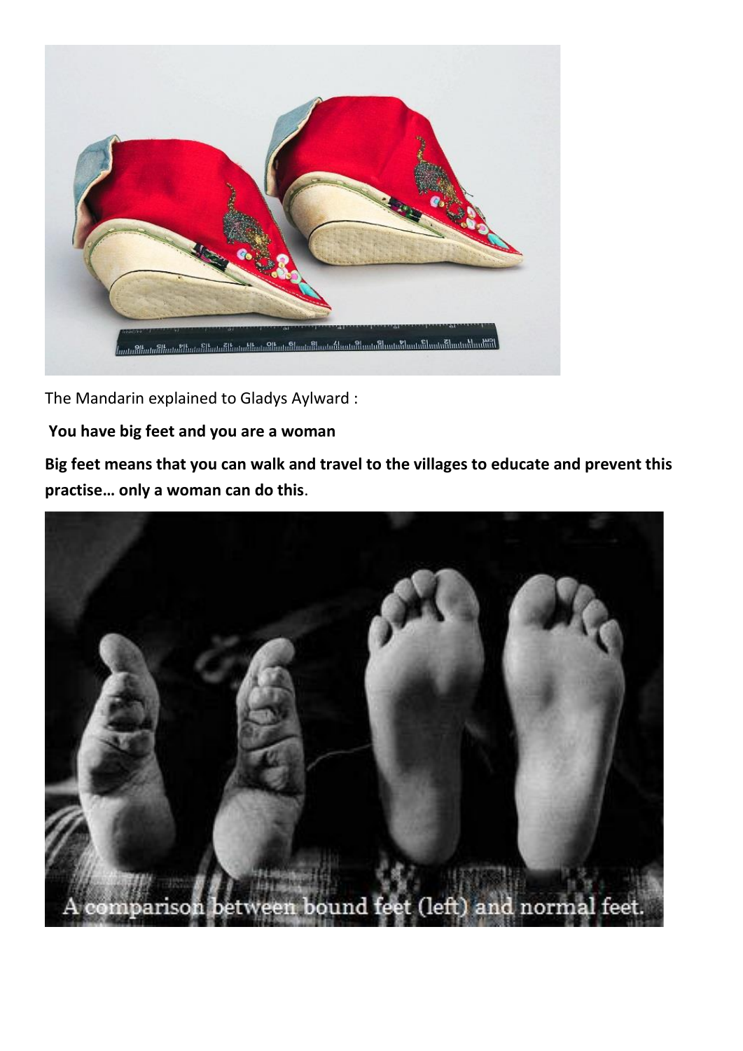The Mandarin explained to Gladys Aylward :

**You have big feet and you are a woman**

**Big feet means that you can walk and travel to the villages to educate and prevent this practise… only a woman can do this**.

A comparison between bound feet (left) and normal feet.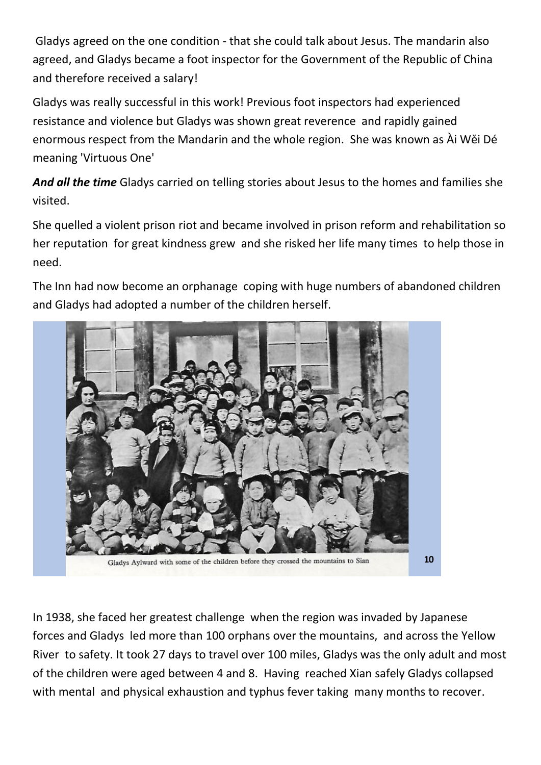Gladys agreed on the one condition - that she could talk about Jesus. The mandarin also agreed, and Gladys became a foot inspector for the Government of the Republic of China and therefore received a salary!

Gladys was really successful in this work! Previous foot inspectors had experienced resistance and violence but Gladys was shown great reverence and rapidly gained enormous respect from the Mandarin and the whole region. She was known as Ài Wĕi Dé meaning 'Virtuous One'

***And all the time*** Gladys carried on telling stories about Jesus to the homes and families she visited.

She quelled a violent prison riot and became involved in prison reform and rehabilitation so her reputation for great kindness grew and she risked her life many times to help those in need.

The Inn had now become an orphanage coping with huge numbers of abandoned children and Gladys had adopted a number of the children herself.

Gladys Aylward with some of the children before they crossed the mountains to Sian

In 1938, she faced her greatest challenge when the region was invaded by Japanese forces and Gladys led more than 100 orphans over the mountains, and across the Yellow River to safety. It took 27 days to travel over 100 miles, Gladys was the only adult and most of the children were aged between 4 and 8. Having reached Xian safely Gladys collapsed with mental and physical exhaustion and typhus fever taking many months to recover.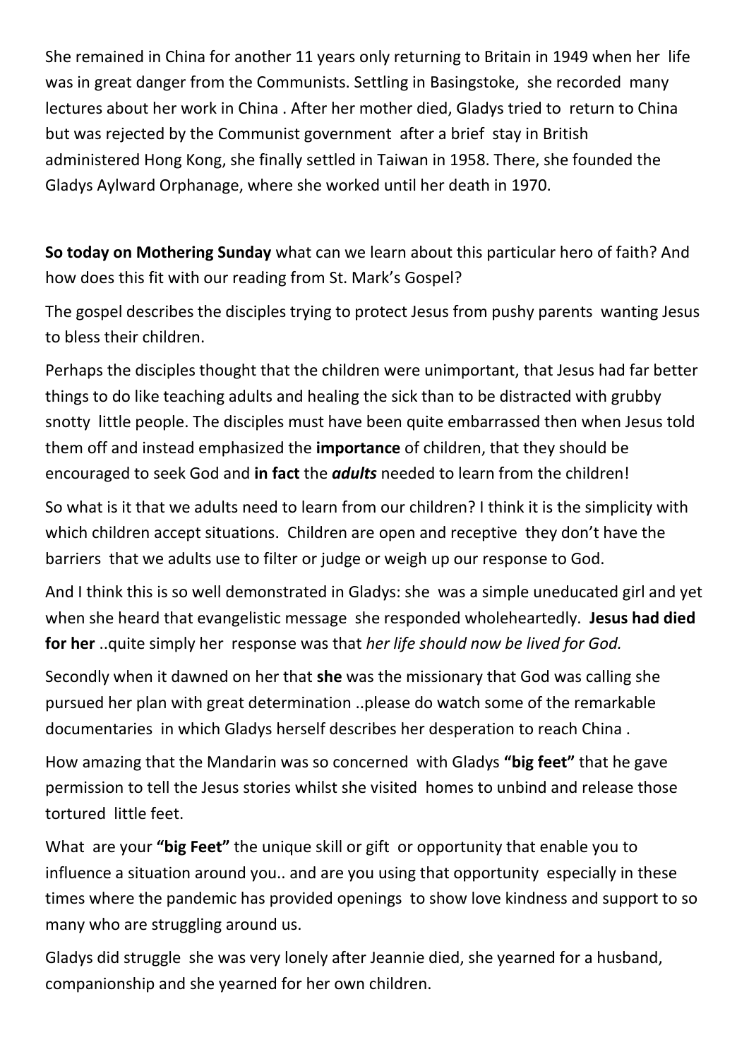She remained in China for another 11 years only returning to Britain in 1949 when her life was in great danger from the Communists. Settling in Basingstoke, she recorded many lectures about her work in China . After her mother died, Gladys tried to return to China but was rejected by the Communist government after a brief stay in British administered Hong Kong, she finally settled in Taiwan in 1958. There, she founded the Gladys Aylward Orphanage, where she worked until her death in 1970.

**So today on Mothering Sunday** what can we learn about this particular hero of faith? And how does this fit with our reading from St. Mark's Gospel?

The gospel describes the disciples trying to protect Jesus from pushy parents wanting Jesus to bless their children.

Perhaps the disciples thought that the children were unimportant, that Jesus had far better things to do like teaching adults and healing the sick than to be distracted with grubby snotty little people. The disciples must have been quite embarrassed then when Jesus told them off and instead emphasized the **importance** of children, that they should be encouraged to seek God and **in fact** the ***adults*** needed to learn from the children!

So what is it that we adults need to learn from our children? I think it is the simplicity with which children accept situations. Children are open and receptive they don't have the barriers that we adults use to filter or judge or weigh up our response to God.

And I think this is so well demonstrated in Gladys: she was a simple uneducated girl and yet when she heard that evangelistic message she responded wholeheartedly. **Jesus had died for her** ..quite simply her response was that *her life should now be lived for God.*

Secondly when it dawned on her that **she** was the missionary that God was calling she pursued her plan with great determination ..please do watch some of the remarkable documentaries in which Gladys herself describes her desperation to reach China .

How amazing that the Mandarin was so concerned with Gladys **"big feet"** that he gave permission to tell the Jesus stories whilst she visited homes to unbind and release those tortured little feet.

What are your **"big Feet"** the unique skill or gift or opportunity that enable you to influence a situation around you.. and are you using that opportunity especially in these times where the pandemic has provided openings to show love kindness and support to so many who are struggling around us.

Gladys did struggle she was very lonely after Jeannie died, she yearned for a husband, companionship and she yearned for her own children.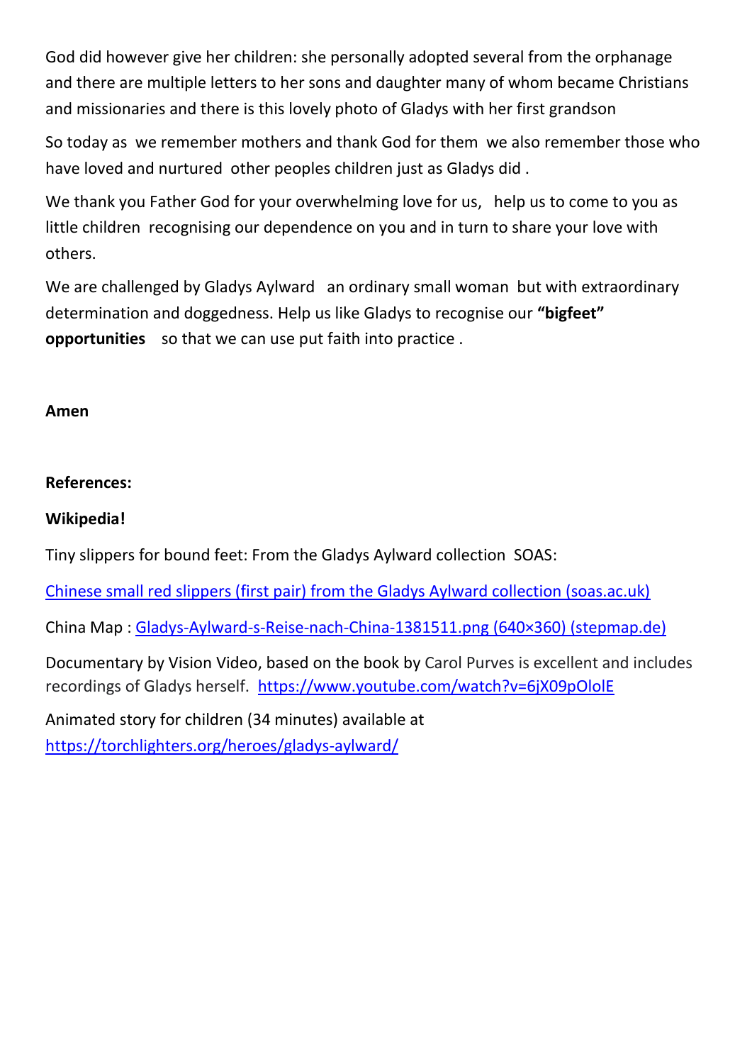God did however give her children: she personally adopted several from the orphanage and there are multiple letters to her sons and daughter many of whom became Christians and missionaries and there is this lovely photo of Gladys with her first grandson

So today as we remember mothers and thank God for them we also remember those who have loved and nurtured other peoples children just as Gladys did .

We thank you Father God for your overwhelming love for us, help us to come to you as little children recognising our dependence on you and in turn to share your love with others.

We are challenged by Gladys Aylward an ordinary small woman but with extraordinary determination and doggedness. Help us like Gladys to recognise our **"bigfeet" opportunities** so that we can use put faith into practice .

**Amen**

**References:**

**Wikipedia!**

Tiny slippers for bound feet: From the Gladys Aylward collection SOAS:

[Chinese small red slippers (first pair) from the Gladys Aylward collection (soas.ac.uk)]

China Map : [Gladys-Aylward-s-Reise-nach-China-1381511.png (640×360) (stepmap.de)]

Documentary by Vision Video, based on the book by Carol Purves is excellent and includes recordings of Gladys herself. https://www.youtube.com/watch?v=6jX09pOlolE

Animated story for children (34 minutes) available at https://torchlighters.org/heroes/gladys-aylward/